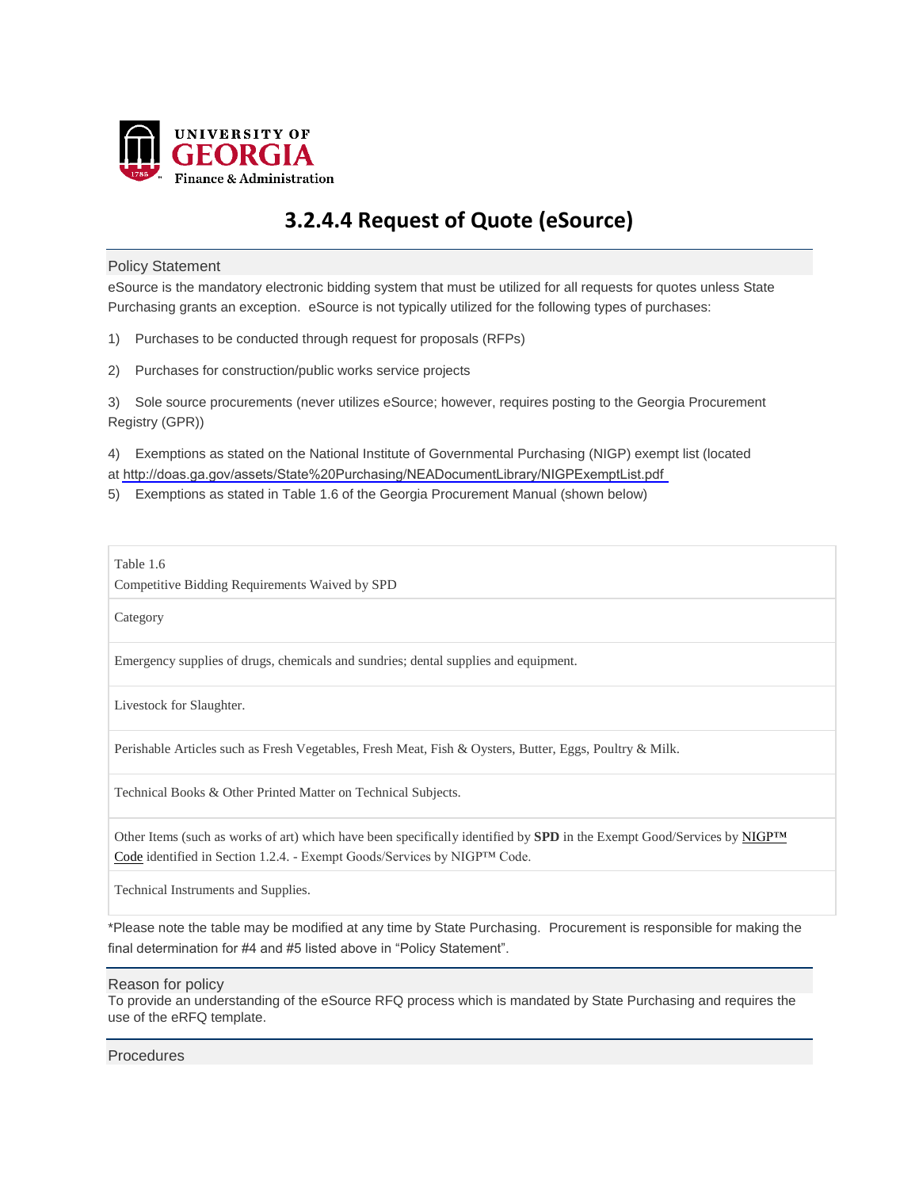UNIVERSITY OF GEORGIA
Finance & Administration

# 3.2.4.4 Request of Quote (eSource)

## Policy Statement

eSource is the mandatory electronic bidding system that must be utilized for all requests for quotes unless State Purchasing grants an exception. eSource is not typically utilized for the following types of purchases:

1) Purchases to be conducted through request for proposals (RFPs)

2) Purchases for construction/public works service projects

3) Sole source procurements (never utilizes eSource; however, requires posting to the Georgia Procurement Registry (GPR))

4) Exemptions as stated on the National Institute of Governmental Purchasing (NIGP) exempt list (located at http://doas.ga.gov/assets/State%20Purchasing/NEADocumentLibrary/NIGPExemptList.pdf

5) Exemptions as stated in Table 1.6 of the Georgia Procurement Manual (shown below)

| Table 1.6<br>Competitive Bidding Requirements Waived by SPD |
|---|
| Category |
| Emergency supplies of drugs, chemicals and sundries; dental supplies and equipment. |
| Livestock for Slaughter. |
| Perishable Articles such as Fresh Vegetables, Fresh Meat, Fish & Oysters, Butter, Eggs, Poultry & Milk. |
| Technical Books & Other Printed Matter on Technical Subjects. |
| Other Items (such as works of art) which have been specifically identified by **SPD** in the Exempt Good/Services by NIGP™ Code identified in Section 1.2.4. - Exempt Goods/Services by NIGP™ Code. |
| Technical Instruments and Supplies. |

*Please note the table may be modified at any time by State Purchasing. Procurement is responsible for making the final determination for #4 and #5 listed above in "Policy Statement".

## Reason for policy

To provide an understanding of the eSource RFQ process which is mandated by State Purchasing and requires the use of the eRFQ template.

## Procedures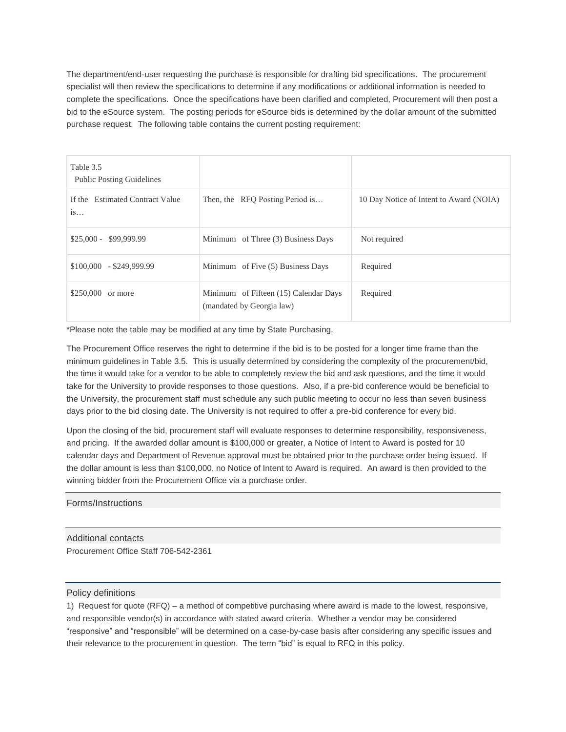The department/end-user requesting the purchase is responsible for drafting bid specifications. The procurement specialist will then review the specifications to determine if any modifications or additional information is needed to complete the specifications. Once the specifications have been clarified and completed, Procurement will then post a bid to the eSource system. The posting periods for eSource bids is determined by the dollar amount of the submitted purchase request. The following table contains the current posting requirement:

| Table 3.5 Public Posting Guidelines | | |
|---|---|---|
| If the Estimated Contract Value is… | Then, the RFQ Posting Period is… | 10 Day Notice of Intent to Award (NOIA) |
| $25,000 - $99,999.99 | Minimum of Three (3) Business Days | Not required |
| $100,000 - $249,999.99 | Minimum of Five (5) Business Days | Required |
| $250,000 or more | Minimum of Fifteen (15) Calendar Days (mandated by Georgia law) | Required |

*Please note the table may be modified at any time by State Purchasing.

The Procurement Office reserves the right to determine if the bid is to be posted for a longer time frame than the minimum guidelines in Table 3.5. This is usually determined by considering the complexity of the procurement/bid, the time it would take for a vendor to be able to completely review the bid and ask questions, and the time it would take for the University to provide responses to those questions. Also, if a pre-bid conference would be beneficial to the University, the procurement staff must schedule any such public meeting to occur no less than seven business days prior to the bid closing date. The University is not required to offer a pre-bid conference for every bid.

Upon the closing of the bid, procurement staff will evaluate responses to determine responsibility, responsiveness, and pricing. If the awarded dollar amount is $100,000 or greater, a Notice of Intent to Award is posted for 10 calendar days and Department of Revenue approval must be obtained prior to the purchase order being issued. If the dollar amount is less than $100,000, no Notice of Intent to Award is required. An award is then provided to the winning bidder from the Procurement Office via a purchase order.

## Forms/Instructions

## Additional contacts

Procurement Office Staff 706-542-2361

## Policy definitions

1) Request for quote (RFQ) – a method of competitive purchasing where award is made to the lowest, responsive, and responsible vendor(s) in accordance with stated award criteria. Whether a vendor may be considered "responsive" and "responsible" will be determined on a case-by-case basis after considering any specific issues and their relevance to the procurement in question. The term "bid" is equal to RFQ in this policy.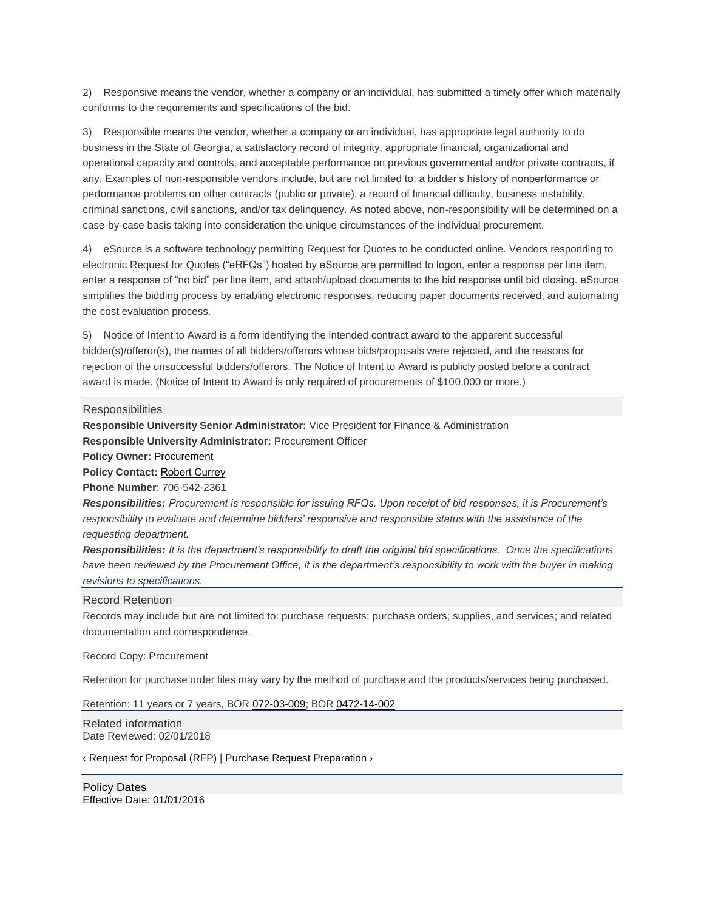2) Responsive means the vendor, whether a company or an individual, has submitted a timely offer which materially conforms to the requirements and specifications of the bid.

3) Responsible means the vendor, whether a company or an individual, has appropriate legal authority to do business in the State of Georgia, a satisfactory record of integrity, appropriate financial, organizational and operational capacity and controls, and acceptable performance on previous governmental and/or private contracts, if any. Examples of non-responsible vendors include, but are not limited to, a bidder's history of nonperformance or performance problems on other contracts (public or private), a record of financial difficulty, business instability, criminal sanctions, civil sanctions, and/or tax delinquency. As noted above, non-responsibility will be determined on a case-by-case basis taking into consideration the unique circumstances of the individual procurement.

4) eSource is a software technology permitting Request for Quotes to be conducted online. Vendors responding to electronic Request for Quotes ("eRFQs") hosted by eSource are permitted to logon, enter a response per line item, enter a response of "no bid" per line item, and attach/upload documents to the bid response until bid closing. eSource simplifies the bidding process by enabling electronic responses, reducing paper documents received, and automating the cost evaluation process.

5) Notice of Intent to Award is a form identifying the intended contract award to the apparent successful bidder(s)/offeror(s), the names of all bidders/offerors whose bids/proposals were rejected, and the reasons for rejection of the unsuccessful bidders/offerors. The Notice of Intent to Award is publicly posted before a contract award is made. (Notice of Intent to Award is only required of procurements of $100,000 or more.)

## Responsibilities

**Responsible University Senior Administrator:** Vice President for Finance & Administration
**Responsible University Administrator:** Procurement Officer
**Policy Owner:** Procurement
**Policy Contact:** Robert Currey
**Phone Number**: 706-542-2361

***Responsibilities:*** *Procurement is responsible for issuing RFQs. Upon receipt of bid responses, it is Procurement's responsibility to evaluate and determine bidders' responsive and responsible status with the assistance of the requesting department.*

***Responsibilities:*** *It is the department's responsibility to draft the original bid specifications. Once the specifications have been reviewed by the Procurement Office, it is the department's responsibility to work with the buyer in making revisions to specifications.*

## Record Retention

Records may include but are not limited to: purchase requests; purchase orders; supplies, and services; and related documentation and correspondence.

Record Copy: Procurement

Retention for purchase order files may vary by the method of purchase and the products/services being purchased.

Retention: 11 years or 7 years, BOR 072-03-009; BOR 0472-14-002

## Related information

Date Reviewed: 02/01/2018

‹ Request for Proposal (RFP) | Purchase Request Preparation ›

## Policy Dates

Effective Date: 01/01/2016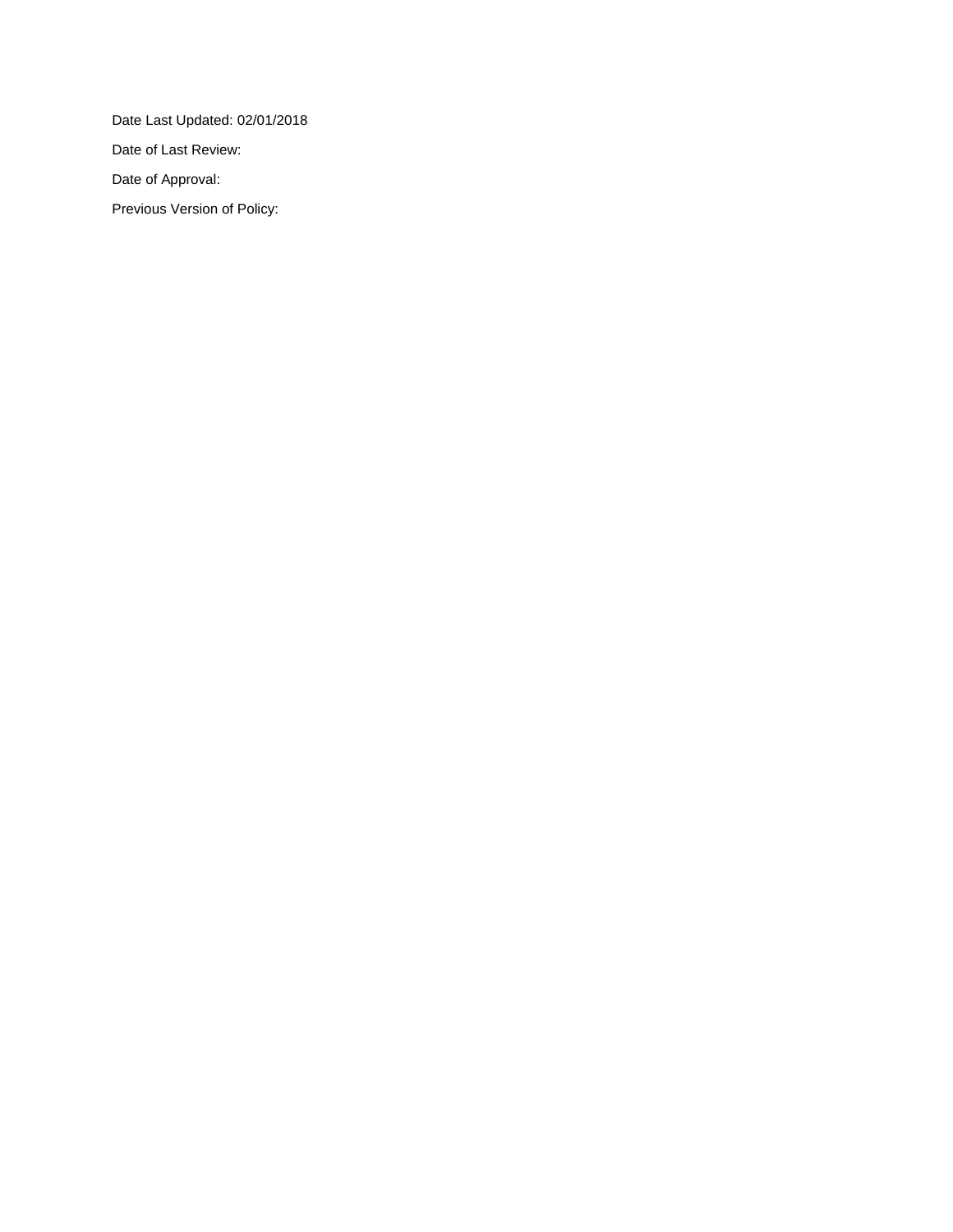Date Last Updated: 02/01/2018

Date of Last Review:

Date of Approval:

Previous Version of Policy: